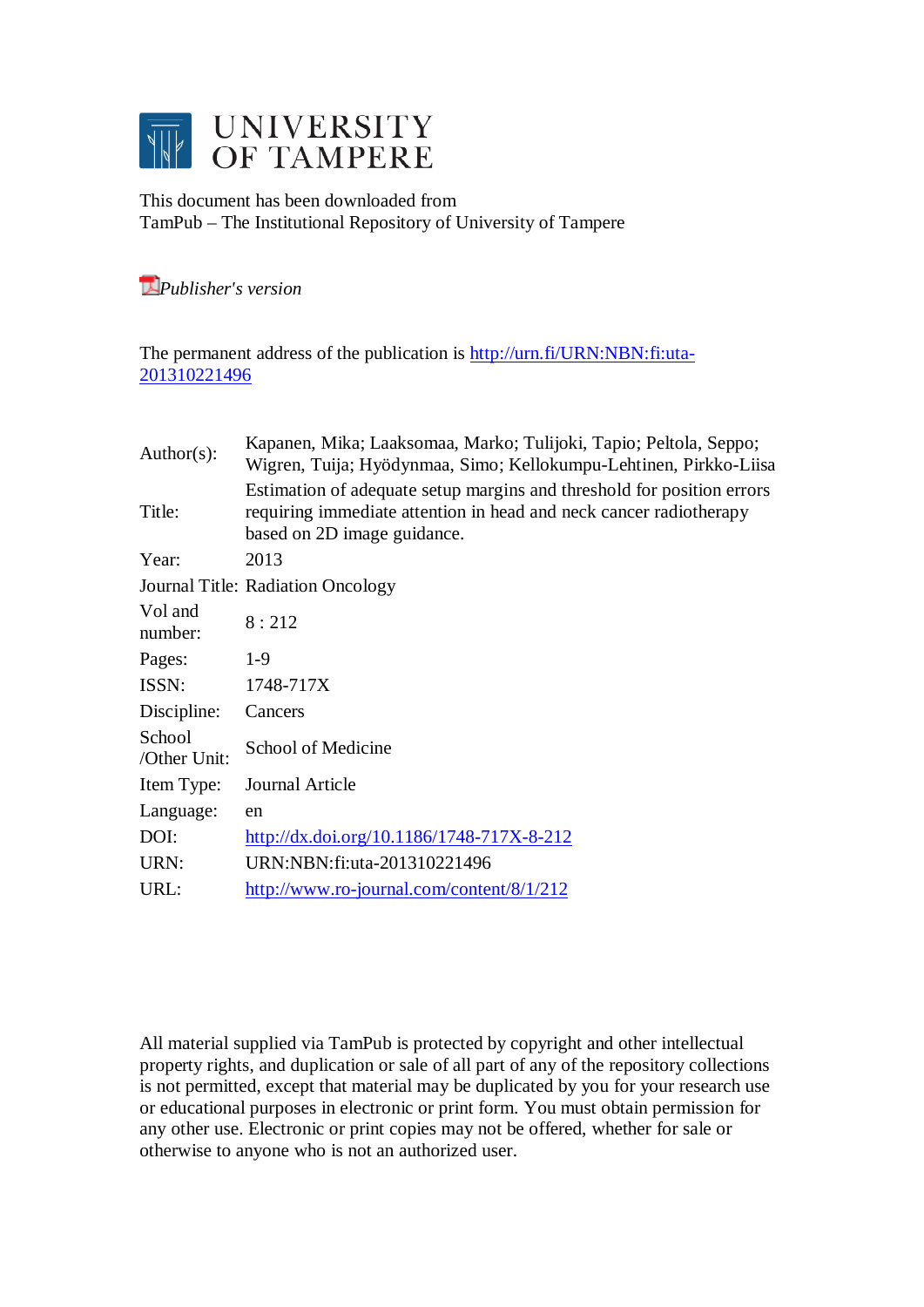# UNIVERSITY OF TAMPERE

This document has been downloaded from
TamPub – The Institutional Repository of University of Tampere

*Publisher's version*

The permanent address of the publication is http://urn.fi/URN:NBN:fi:uta-201310221496

| | |
|---|---|
| Author(s): | Kapanen, Mika; Laaksomaa, Marko; Tulijoki, Tapio; Peltola, Seppo; Wigren, Tuija; Hyödynmaa, Simo; Kellokumpu-Lehtinen, Pirkko-Liisa |
| Title: | Estimation of adequate setup margins and threshold for position errors requiring immediate attention in head and neck cancer radiotherapy based on 2D image guidance. |
| Year: | 2013 |
| Journal Title: | Radiation Oncology |
| Vol and number: | 8 : 212 |
| Pages: | 1-9 |
| ISSN: | 1748-717X |
| Discipline: | Cancers |
| School /Other Unit: | School of Medicine |
| Item Type: | Journal Article |
| Language: | en |
| DOI: | http://dx.doi.org/10.1186/1748-717X-8-212 |
| URN: | URN:NBN:fi:uta-201310221496 |
| URL: | http://www.ro-journal.com/content/8/1/212 |

All material supplied via TamPub is protected by copyright and other intellectual property rights, and duplication or sale of all part of any of the repository collections is not permitted, except that material may be duplicated by you for your research use or educational purposes in electronic or print form. You must obtain permission for any other use. Electronic or print copies may not be offered, whether for sale or otherwise to anyone who is not an authorized user.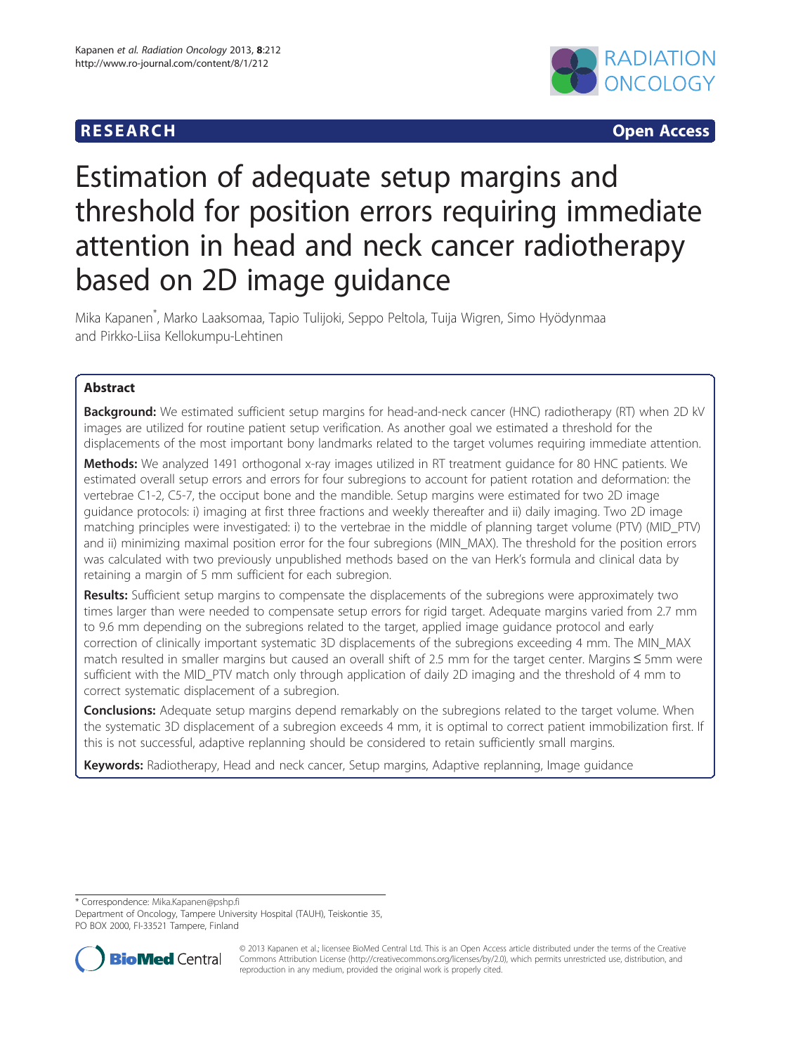# Estimation of adequate setup margins and threshold for position errors requiring immediate attention in head and neck cancer radiotherapy based on 2D image guidance

Mika Kapanen*, Marko Laaksomaa, Tapio Tulijoki, Seppo Peltola, Tuija Wigren, Simo Hyödynmaa and Pirkko-Liisa Kellokumpu-Lehtinen

## Abstract

**Background:** We estimated sufficient setup margins for head-and-neck cancer (HNC) radiotherapy (RT) when 2D kV images are utilized for routine patient setup verification. As another goal we estimated a threshold for the displacements of the most important bony landmarks related to the target volumes requiring immediate attention.

**Methods:** We analyzed 1491 orthogonal x-ray images utilized in RT treatment guidance for 80 HNC patients. We estimated overall setup errors and errors for four subregions to account for patient rotation and deformation: the vertebrae C1-2, C5-7, the occiput bone and the mandible. Setup margins were estimated for two 2D image guidance protocols: i) imaging at first three fractions and weekly thereafter and ii) daily imaging. Two 2D image matching principles were investigated: i) to the vertebrae in the middle of planning target volume (PTV) (MID_PTV) and ii) minimizing maximal position error for the four subregions (MIN_MAX). The threshold for the position errors was calculated with two previously unpublished methods based on the van Herk's formula and clinical data by retaining a margin of 5 mm sufficient for each subregion.

**Results:** Sufficient setup margins to compensate the displacements of the subregions were approximately two times larger than were needed to compensate setup errors for rigid target. Adequate margins varied from 2.7 mm to 9.6 mm depending on the subregions related to the target, applied image guidance protocol and early correction of clinically important systematic 3D displacements of the subregions exceeding 4 mm. The MIN_MAX match resulted in smaller margins but caused an overall shift of 2.5 mm for the target center. Margins ≤ 5mm were sufficient with the MID_PTV match only through application of daily 2D imaging and the threshold of 4 mm to correct systematic displacement of a subregion.

**Conclusions:** Adequate setup margins depend remarkably on the subregions related to the target volume. When the systematic 3D displacement of a subregion exceeds 4 mm, it is optimal to correct patient immobilization first. If this is not successful, adaptive replanning should be considered to retain sufficiently small margins.

**Keywords:** Radiotherapy, Head and neck cancer, Setup margins, Adaptive replanning, Image guidance

---

* Correspondence: Mika.Kapanen@pshp.fi
Department of Oncology, Tampere University Hospital (TAUH), Teiskontie 35, PO BOX 2000, FI-33521 Tampere, Finland

© 2013 Kapanen et al.; licensee BioMed Central Ltd. This is an Open Access article distributed under the terms of the Creative Commons Attribution License (http://creativecommons.org/licenses/by/2.0), which permits unrestricted use, distribution, and reproduction in any medium, provided the original work is properly cited.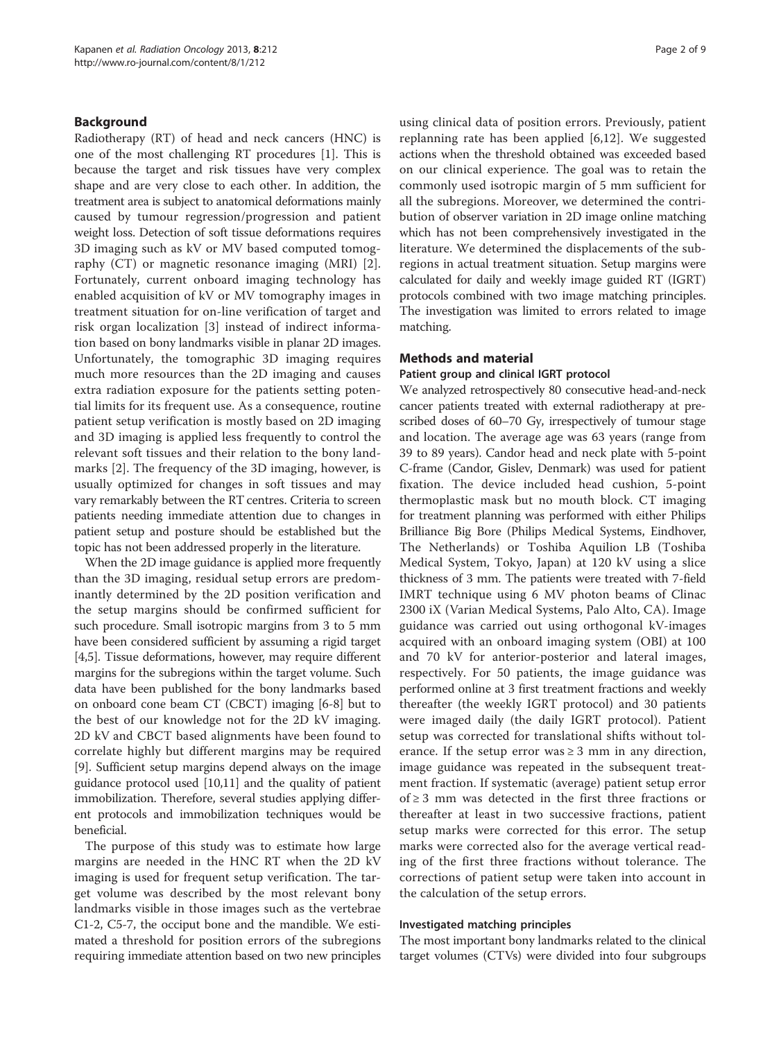## Background

Radiotherapy (RT) of head and neck cancers (HNC) is one of the most challenging RT procedures [1]. This is because the target and risk tissues have very complex shape and are very close to each other. In addition, the treatment area is subject to anatomical deformations mainly caused by tumour regression/progression and patient weight loss. Detection of soft tissue deformations requires 3D imaging such as kV or MV based computed tomography (CT) or magnetic resonance imaging (MRI) [2]. Fortunately, current onboard imaging technology has enabled acquisition of kV or MV tomography images in treatment situation for on-line verification of target and risk organ localization [3] instead of indirect information based on bony landmarks visible in planar 2D images. Unfortunately, the tomographic 3D imaging requires much more resources than the 2D imaging and causes extra radiation exposure for the patients setting potential limits for its frequent use. As a consequence, routine patient setup verification is mostly based on 2D imaging and 3D imaging is applied less frequently to control the relevant soft tissues and their relation to the bony landmarks [2]. The frequency of the 3D imaging, however, is usually optimized for changes in soft tissues and may vary remarkably between the RT centres. Criteria to screen patients needing immediate attention due to changes in patient setup and posture should be established but the topic has not been addressed properly in the literature.

When the 2D image guidance is applied more frequently than the 3D imaging, residual setup errors are predominantly determined by the 2D position verification and the setup margins should be confirmed sufficient for such procedure. Small isotropic margins from 3 to 5 mm have been considered sufficient by assuming a rigid target [4,5]. Tissue deformations, however, may require different margins for the subregions within the target volume. Such data have been published for the bony landmarks based on onboard cone beam CT (CBCT) imaging [6-8] but to the best of our knowledge not for the 2D kV imaging. 2D kV and CBCT based alignments have been found to correlate highly but different margins may be required [9]. Sufficient setup margins depend always on the image guidance protocol used [10,11] and the quality of patient immobilization. Therefore, several studies applying different protocols and immobilization techniques would be beneficial.

The purpose of this study was to estimate how large margins are needed in the HNC RT when the 2D kV imaging is used for frequent setup verification. The target volume was described by the most relevant bony landmarks visible in those images such as the vertebrae C1-2, C5-7, the occiput bone and the mandible. We estimated a threshold for position errors of the subregions requiring immediate attention based on two new principles using clinical data of position errors. Previously, patient replanning rate has been applied [6,12]. We suggested actions when the threshold obtained was exceeded based on our clinical experience. The goal was to retain the commonly used isotropic margin of 5 mm sufficient for all the subregions. Moreover, we determined the contribution of observer variation in 2D image online matching which has not been comprehensively investigated in the literature. We determined the displacements of the subregions in actual treatment situation. Setup margins were calculated for daily and weekly image guided RT (IGRT) protocols combined with two image matching principles. The investigation was limited to errors related to image matching.

## Methods and material

### Patient group and clinical IGRT protocol

We analyzed retrospectively 80 consecutive head-and-neck cancer patients treated with external radiotherapy at prescribed doses of 60–70 Gy, irrespectively of tumour stage and location. The average age was 63 years (range from 39 to 89 years). Candor head and neck plate with 5-point C-frame (Candor, Gislev, Denmark) was used for patient fixation. The device included head cushion, 5-point thermoplastic mask but no mouth block. CT imaging for treatment planning was performed with either Philips Brilliance Big Bore (Philips Medical Systems, Eindhover, The Netherlands) or Toshiba Aquilion LB (Toshiba Medical System, Tokyo, Japan) at 120 kV using a slice thickness of 3 mm. The patients were treated with 7-field IMRT technique using 6 MV photon beams of Clinac 2300 iX (Varian Medical Systems, Palo Alto, CA). Image guidance was carried out using orthogonal kV-images acquired with an onboard imaging system (OBI) at 100 and 70 kV for anterior-posterior and lateral images, respectively. For 50 patients, the image guidance was performed online at 3 first treatment fractions and weekly thereafter (the weekly IGRT protocol) and 30 patients were imaged daily (the daily IGRT protocol). Patient setup was corrected for translational shifts without tolerance. If the setup error was ≥ 3 mm in any direction, image guidance was repeated in the subsequent treatment fraction. If systematic (average) patient setup error of ≥ 3 mm was detected in the first three fractions or thereafter at least in two successive fractions, patient setup marks were corrected for this error. The setup marks were corrected also for the average vertical reading of the first three fractions without tolerance. The corrections of patient setup were taken into account in the calculation of the setup errors.

### Investigated matching principles

The most important bony landmarks related to the clinical target volumes (CTVs) were divided into four subgroups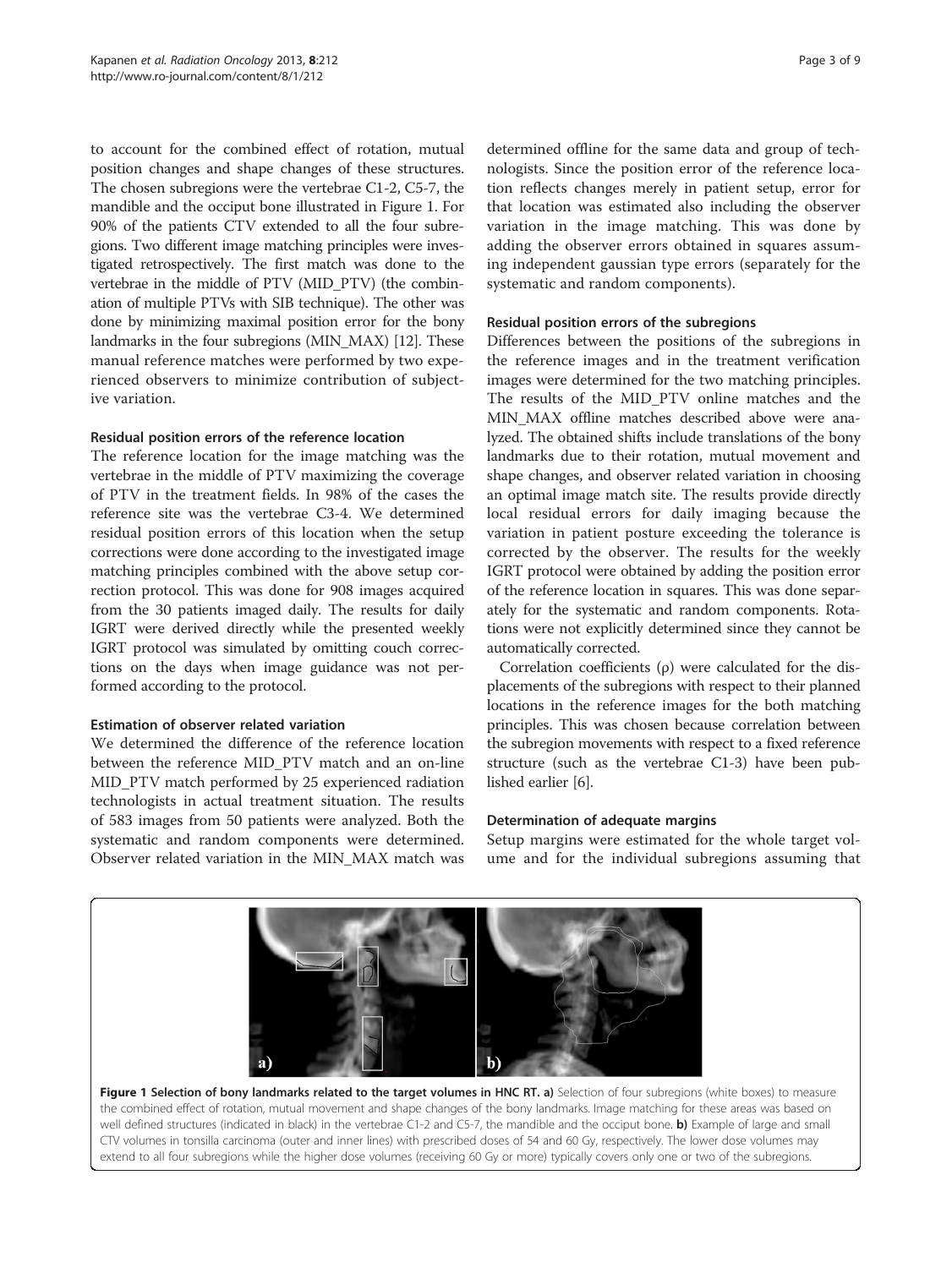to account for the combined effect of rotation, mutual position changes and shape changes of these structures. The chosen subregions were the vertebrae C1-2, C5-7, the mandible and the occiput bone illustrated in Figure 1. For 90% of the patients CTV extended to all the four subregions. Two different image matching principles were investigated retrospectively. The first match was done to the vertebrae in the middle of PTV (MID_PTV) (the combination of multiple PTVs with SIB technique). The other was done by minimizing maximal position error for the bony landmarks in the four subregions (MIN_MAX) [12]. These manual reference matches were performed by two experienced observers to minimize contribution of subjective variation.

#### Residual position errors of the reference location

The reference location for the image matching was the vertebrae in the middle of PTV maximizing the coverage of PTV in the treatment fields. In 98% of the cases the reference site was the vertebrae C3-4. We determined residual position errors of this location when the setup corrections were done according to the investigated image matching principles combined with the above setup correction protocol. This was done for 908 images acquired from the 30 patients imaged daily. The results for daily IGRT were derived directly while the presented weekly IGRT protocol was simulated by omitting couch corrections on the days when image guidance was not performed according to the protocol.

#### Estimation of observer related variation

We determined the difference of the reference location between the reference MID_PTV match and an on-line MID_PTV match performed by 25 experienced radiation technologists in actual treatment situation. The results of 583 images from 50 patients were analyzed. Both the systematic and random components were determined. Observer related variation in the MIN_MAX match was determined offline for the same data and group of technologists. Since the position error of the reference location reflects changes merely in patient setup, error for that location was estimated also including the observer variation in the image matching. This was done by adding the observer errors obtained in squares assuming independent gaussian type errors (separately for the systematic and random components).

#### Residual position errors of the subregions

Differences between the positions of the subregions in the reference images and in the treatment verification images were determined for the two matching principles. The results of the MID_PTV online matches and the MIN_MAX offline matches described above were analyzed. The obtained shifts include translations of the bony landmarks due to their rotation, mutual movement and shape changes, and observer related variation in choosing an optimal image match site. The results provide directly local residual errors for daily imaging because the variation in patient posture exceeding the tolerance is corrected by the observer. The results for the weekly IGRT protocol were obtained by adding the position error of the reference location in squares. This was done separately for the systematic and random components. Rotations were not explicitly determined since they cannot be automatically corrected.

Correlation coefficients ($\rho$) were calculated for the displacements of the subregions with respect to their planned locations in the reference images for the both matching principles. This was chosen because correlation between the subregion movements with respect to a fixed reference structure (such as the vertebrae C1-3) have been published earlier [6].

#### Determination of adequate margins

Setup margins were estimated for the whole target volume and for the individual subregions assuming that

**Figure 1 Selection of bony landmarks related to the target volumes in HNC RT. a)** Selection of four subregions (white boxes) to measure the combined effect of rotation, mutual movement and shape changes of the bony landmarks. Image matching for these areas was based on well defined structures (indicated in black) in the vertebrae C1-2 and C5-7, the mandible and the occiput bone. **b)** Example of large and small CTV volumes in tonsilla carcinoma (outer and inner lines) with prescribed doses of 54 and 60 Gy, respectively. The lower dose volumes may extend to all four subregions while the higher dose volumes (receiving 60 Gy or more) typically covers only one or two of the subregions.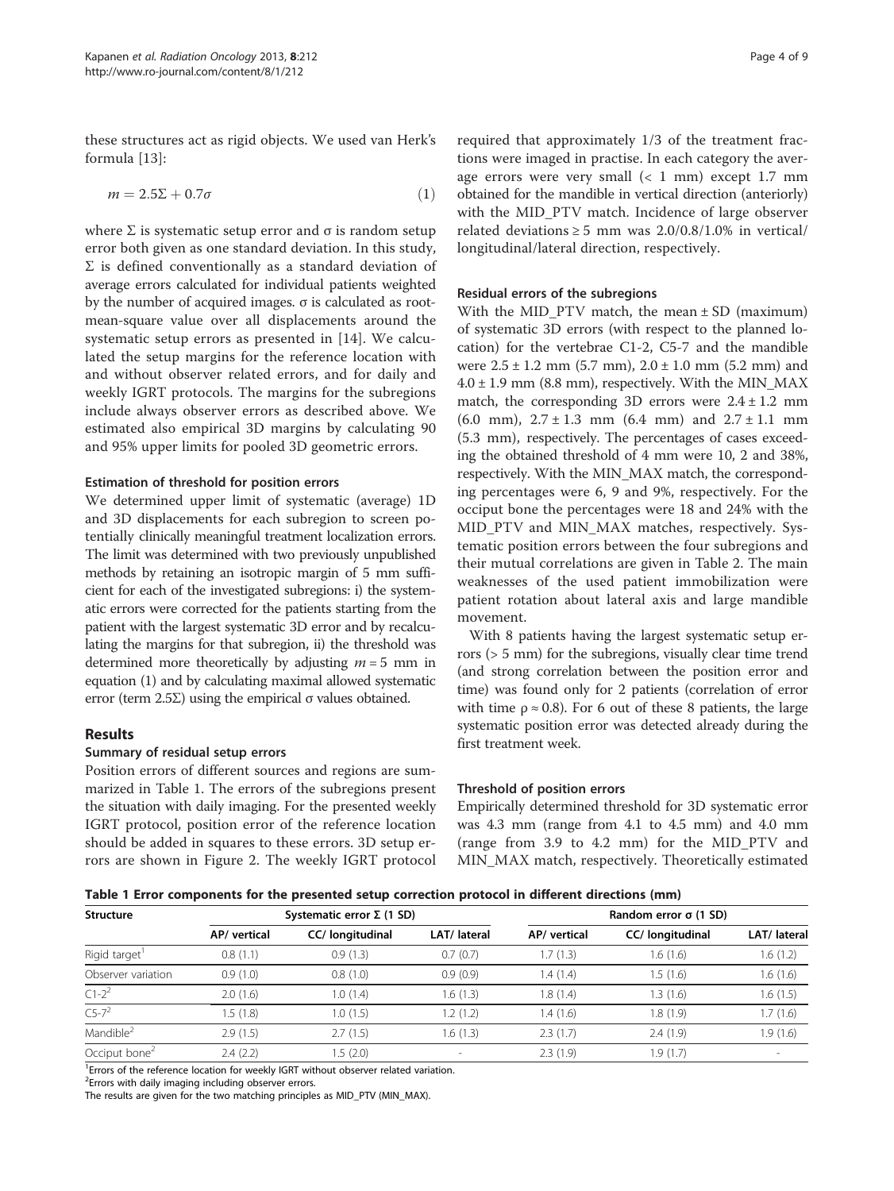these structures act as rigid objects. We used van Herk's formula [13]:

$$m = 2.5\Sigma + 0.7\sigma \quad (1)$$

where Σ is systematic setup error and σ is random setup error both given as one standard deviation. In this study, Σ is defined conventionally as a standard deviation of average errors calculated for individual patients weighted by the number of acquired images. σ is calculated as root-mean-square value over all displacements around the systematic setup errors as presented in [14]. We calculated the setup margins for the reference location with and without observer related errors, and for daily and weekly IGRT protocols. The margins for the subregions include always observer errors as described above. We estimated also empirical 3D margins by calculating 90 and 95% upper limits for pooled 3D geometric errors.

### Estimation of threshold for position errors

We determined upper limit of systematic (average) 1D and 3D displacements for each subregion to screen potentially clinically meaningful treatment localization errors. The limit was determined with two previously unpublished methods by retaining an isotropic margin of 5 mm sufficient for each of the investigated subregions: i) the systematic errors were corrected for the patients starting from the patient with the largest systematic 3D error and by recalculating the margins for that subregion, ii) the threshold was determined more theoretically by adjusting $m = 5$ mm in equation (1) and by calculating maximal allowed systematic error (term 2.5Σ) using the empirical σ values obtained.

## Results

### Summary of residual setup errors

Position errors of different sources and regions are summarized in Table 1. The errors of the subregions present the situation with daily imaging. For the presented weekly IGRT protocol, position error of the reference location should be added in squares to these errors. 3D setup errors are shown in Figure 2. The weekly IGRT protocol required that approximately 1/3 of the treatment fractions were imaged in practise. In each category the average errors were very small (< 1 mm) except 1.7 mm obtained for the mandible in vertical direction (anteriorly) with the MID_PTV match. Incidence of large observer related deviations ≥ 5 mm was 2.0/0.8/1.0% in vertical/longitudinal/lateral direction, respectively.

### Residual errors of the subregions

With the MID_PTV match, the mean ± SD (maximum) of systematic 3D errors (with respect to the planned location) for the vertebrae C1-2, C5-7 and the mandible were 2.5 ± 1.2 mm (5.7 mm), 2.0 ± 1.0 mm (5.2 mm) and 4.0 ± 1.9 mm (8.8 mm), respectively. With the MIN_MAX match, the corresponding 3D errors were 2.4 ± 1.2 mm (6.0 mm), 2.7 ± 1.3 mm (6.4 mm) and 2.7 ± 1.1 mm (5.3 mm), respectively. The percentages of cases exceeding the obtained threshold of 4 mm were 10, 2 and 38%, respectively. With the MIN_MAX match, the corresponding percentages were 6, 9 and 9%, respectively. For the occiput bone the percentages were 18 and 24% with the MID_PTV and MIN_MAX matches, respectively. Systematic position errors between the four subregions and their mutual correlations are given in Table 2. The main weaknesses of the used patient immobilization were patient rotation about lateral axis and large mandible movement.

With 8 patients having the largest systematic setup errors (> 5 mm) for the subregions, visually clear time trend (and strong correlation between the position error and time) was found only for 2 patients (correlation of error with time ρ ≈ 0.8). For 6 out of these 8 patients, the large systematic position error was detected already during the first treatment week.

### Threshold of position errors

Empirically determined threshold for 3D systematic error was 4.3 mm (range from 4.1 to 4.5 mm) and 4.0 mm (range from 3.9 to 4.2 mm) for the MID_PTV and MIN_MAX match, respectively. Theoretically estimated

**Table 1 Error components for the presented setup correction protocol in different directions (mm)**

| Structure | Systematic error Σ (1 SD) | | | Random error σ (1 SD) | | |
|---|---|---|---|---|---|---|
| | AP/ vertical | CC/ longitudinal | LAT/ lateral | AP/ vertical | CC/ longitudinal | LAT/ lateral |
| Rigid target[1] | 0.8 (1.1) | 0.9 (1.3) | 0.7 (0.7) | 1.7 (1.3) | 1.6 (1.6) | 1.6 (1.2) |
| Observer variation | 0.9 (1.0) | 0.8 (1.0) | 0.9 (0.9) | 1.4 (1.4) | 1.5 (1.6) | 1.6 (1.6) |
| C1-2[2] | 2.0 (1.6) | 1.0 (1.4) | 1.6 (1.3) | 1.8 (1.4) | 1.3 (1.6) | 1.6 (1.5) |
| C5-7[2] | 1.5 (1.8) | 1.0 (1.5) | 1.2 (1.2) | 1.4 (1.6) | 1.8 (1.9) | 1.7 (1.6) |
| Mandible[2] | 2.9 (1.5) | 2.7 (1.5) | 1.6 (1.3) | 2.3 (1.7) | 2.4 (1.9) | 1.9 (1.6) |
| Occiput bone[2] | 2.4 (2.2) | 1.5 (2.0) | - | 2.3 (1.9) | 1.9 (1.7) | - |

[1]Errors of the reference location for weekly IGRT without observer related variation.
[2]Errors with daily imaging including observer errors.
The results are given for the two matching principles as MID_PTV (MIN_MAX).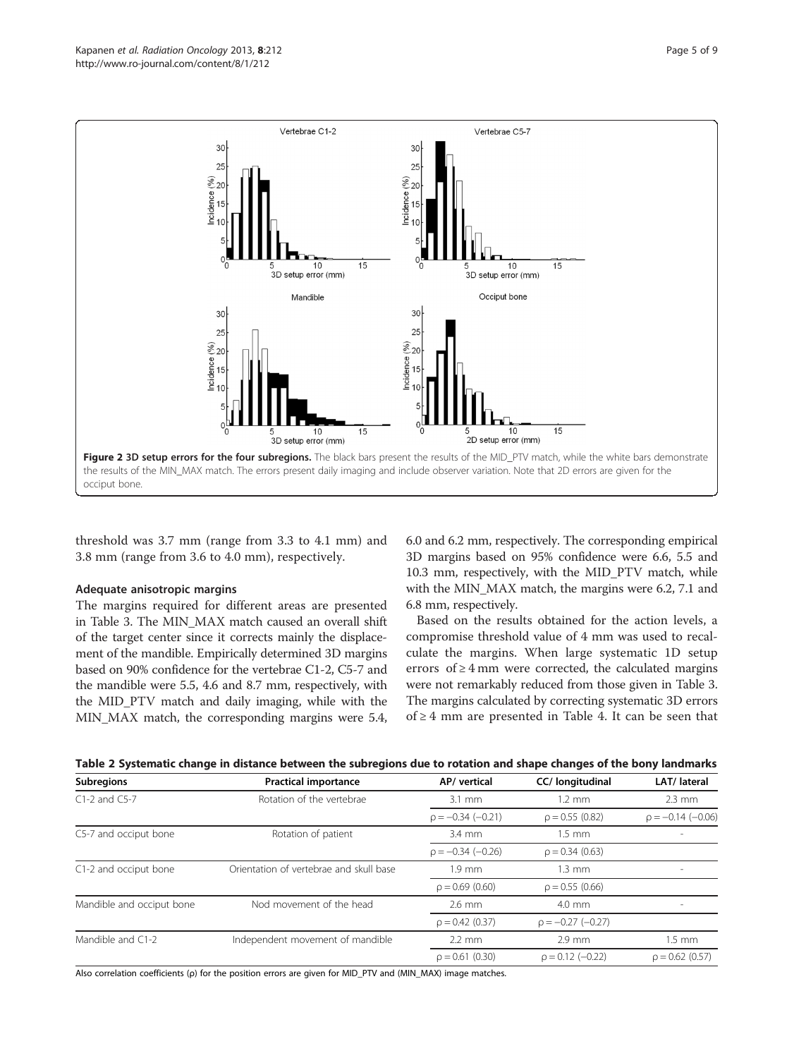Figure 2 3D setup errors for the four subregions. The black bars present the results of the MID_PTV match, while the white bars demonstrate the results of the MIN_MAX match. The errors present daily imaging and include observer variation. Note that 2D errors are given for the occiput bone.

threshold was 3.7 mm (range from 3.3 to 4.1 mm) and 3.8 mm (range from 3.6 to 4.0 mm), respectively.

### Adequate anisotropic margins

The margins required for different areas are presented in Table 3. The MIN_MAX match caused an overall shift of the target center since it corrects mainly the displacement of the mandible. Empirically determined 3D margins based on 90% confidence for the vertebrae C1-2, C5-7 and the mandible were 5.5, 4.6 and 8.7 mm, respectively, with the MID_PTV match and daily imaging, while with the MIN_MAX match, the corresponding margins were 5.4, 6.0 and 6.2 mm, respectively. The corresponding empirical 3D margins based on 95% confidence were 6.6, 5.5 and 10.3 mm, respectively, with the MID_PTV match, while with the MIN_MAX match, the margins were 6.2, 7.1 and 6.8 mm, respectively.

Based on the results obtained for the action levels, a compromise threshold value of 4 mm was used to recalculate the margins. When large systematic 1D setup errors of ≥ 4 mm were corrected, the calculated margins were not remarkably reduced from those given in Table 3. The margins calculated by correcting systematic 3D errors of ≥ 4 mm are presented in Table 4. It can be seen that

**Table 2 Systematic change in distance between the subregions due to rotation and shape changes of the bony landmarks**

| Subregions | Practical importance | AP/ vertical | CC/ longitudinal | LAT/ lateral |
|---|---|---|---|---|
| C1-2 and C5-7 | Rotation of the vertebrae | 3.1 mm | 1.2 mm | 2.3 mm |
| | | ρ = −0.34 (−0.21) | ρ = 0.55 (0.82) | ρ = −0.14 (−0.06) |
| C5-7 and occiput bone | Rotation of patient | 3.4 mm | 1.5 mm | - |
| | | ρ = −0.34 (−0.26) | ρ = 0.34 (0.63) | |
| C1-2 and occiput bone | Orientation of vertebrae and skull base | 1.9 mm | 1.3 mm | - |
| | | ρ = 0.69 (0.60) | ρ = 0.55 (0.66) | |
| Mandible and occiput bone | Nod movement of the head | 2.6 mm | 4.0 mm | - |
| | | ρ = 0.42 (0.37) | ρ = −0.27 (−0.27) | |
| Mandible and C1-2 | Independent movement of mandible | 2.2 mm | 2.9 mm | 1.5 mm |
| | | ρ = 0.61 (0.30) | ρ = 0.12 (−0.22) | ρ = 0.62 (0.57) |

Also correlation coefficients (ρ) for the position errors are given for MID_PTV and (MIN_MAX) image matches.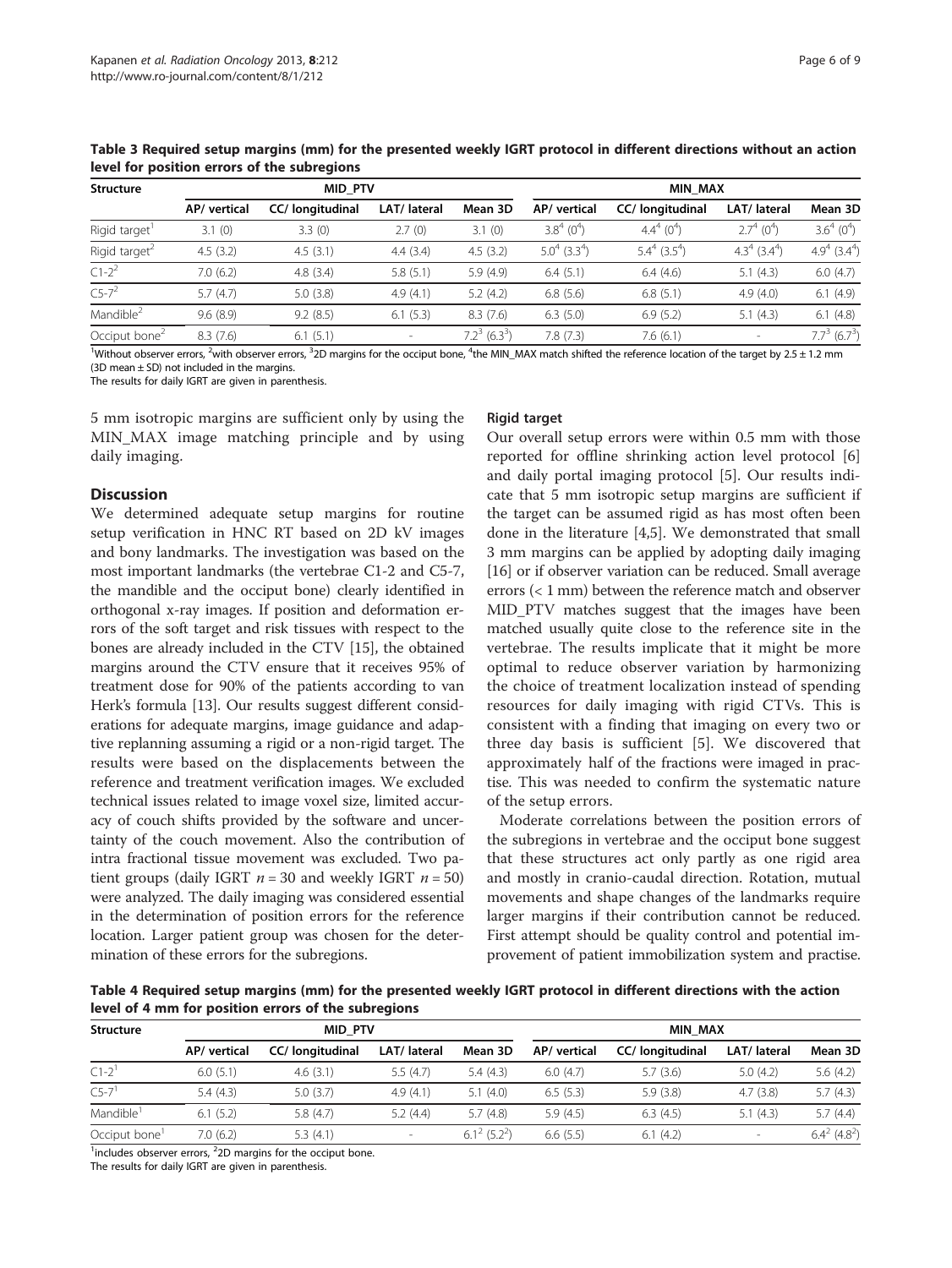**Table 3 Required setup margins (mm) for the presented weekly IGRT protocol in different directions without an action level for position errors of the subregions**

| Structure | MID_PTV | | | | MIN_MAX | | | |
|---|---|---|---|---|---|---|---|---|
| | AP/ vertical | CC/ longitudinal | LAT/ lateral | Mean 3D | AP/ vertical | CC/ longitudinal | LAT/ lateral | Mean 3D |
| Rigid target[1] | 3.1 (0) | 3.3 (0) | 2.7 (0) | 3.1 (0) | 3.8[4] (0[4]) | 4.4[4] (0[4]) | 2.7[4] (0[4]) | 3.6[4] (0[4]) |
| Rigid target[2] | 4.5 (3.2) | 4.5 (3.1) | 4.4 (3.4) | 4.5 (3.2) | 5.0[4] (3.3[4]) | 5.4[4] (3.5[4]) | 4.3[4] (3.4[4]) | 4.9[4] (3.4[4]) |
| C1-2[2] | 7.0 (6.2) | 4.8 (3.4) | 5.8 (5.1) | 5.9 (4.9) | 6.4 (5.1) | 6.4 (4.6) | 5.1 (4.3) | 6.0 (4.7) |
| C5-7[2] | 5.7 (4.7) | 5.0 (3.8) | 4.9 (4.1) | 5.2 (4.2) | 6.8 (5.6) | 6.8 (5.1) | 4.9 (4.0) | 6.1 (4.9) |
| Mandible[2] | 9.6 (8.9) | 9.2 (8.5) | 6.1 (5.3) | 8.3 (7.6) | 6.3 (5.0) | 6.9 (5.2) | 5.1 (4.3) | 6.1 (4.8) |
| Occiput bone[2] | 8.3 (7.6) | 6.1 (5.1) | - | 7.2[3] (6.3[3]) | 7.8 (7.3) | 7.6 (6.1) | - | 7.7[3] (6.7[3]) |

[1]Without observer errors, [2]with observer errors, [3]2D margins for the occiput bone, [4]the MIN_MAX match shifted the reference location of the target by 2.5 ± 1.2 mm (3D mean ± SD) not included in the margins.
The results for daily IGRT are given in parenthesis.

5 mm isotropic margins are sufficient only by using the MIN_MAX image matching principle and by using daily imaging.

## Discussion

We determined adequate setup margins for routine setup verification in HNC RT based on 2D kV images and bony landmarks. The investigation was based on the most important landmarks (the vertebrae C1-2 and C5-7, the mandible and the occiput bone) clearly identified in orthogonal x-ray images. If position and deformation errors of the soft target and risk tissues with respect to the bones are already included in the CTV [15], the obtained margins around the CTV ensure that it receives 95% of treatment dose for 90% of the patients according to van Herk's formula [13]. Our results suggest different considerations for adequate margins, image guidance and adaptive replanning assuming a rigid or a non-rigid target. The results were based on the displacements between the reference and treatment verification images. We excluded technical issues related to image voxel size, limited accuracy of couch shifts provided by the software and uncertainty of the couch movement. Also the contribution of intra fractional tissue movement was excluded. Two patient groups (daily IGRT $n = 30$ and weekly IGRT $n = 50$) were analyzed. The daily imaging was considered essential in the determination of position errors for the reference location. Larger patient group was chosen for the determination of these errors for the subregions.

### Rigid target

Our overall setup errors were within 0.5 mm with those reported for offline shrinking action level protocol [6] and daily portal imaging protocol [5]. Our results indicate that 5 mm isotropic setup margins are sufficient if the target can be assumed rigid as has most often been done in the literature [4,5]. We demonstrated that small 3 mm margins can be applied by adopting daily imaging [16] or if observer variation can be reduced. Small average errors (< 1 mm) between the reference match and observer MID_PTV matches suggest that the images have been matched usually quite close to the reference site in the vertebrae. The results implicate that it might be more optimal to reduce observer variation by harmonizing the choice of treatment localization instead of spending resources for daily imaging with rigid CTVs. This is consistent with a finding that imaging on every two or three day basis is sufficient [5]. We discovered that approximately half of the fractions were imaged in practise. This was needed to confirm the systematic nature of the setup errors.

Moderate correlations between the position errors of the subregions in vertebrae and the occiput bone suggest that these structures act only partly as one rigid area and mostly in cranio-caudal direction. Rotation, mutual movements and shape changes of the landmarks require larger margins if their contribution cannot be reduced. First attempt should be quality control and potential improvement of patient immobilization system and practise.

**Table 4 Required setup margins (mm) for the presented weekly IGRT protocol in different directions with the action level of 4 mm for position errors of the subregions**

| Structure | MID_PTV | | | | MIN_MAX | | | |
|---|---|---|---|---|---|---|---|---|
| | AP/ vertical | CC/ longitudinal | LAT/ lateral | Mean 3D | AP/ vertical | CC/ longitudinal | LAT/ lateral | Mean 3D |
| C1-2[1] | 6.0 (5.1) | 4.6 (3.1) | 5.5 (4.7) | 5.4 (4.3) | 6.0 (4.7) | 5.7 (3.6) | 5.0 (4.2) | 5.6 (4.2) |
| C5-7[1] | 5.4 (4.3) | 5.0 (3.7) | 4.9 (4.1) | 5.1 (4.0) | 6.5 (5.3) | 5.9 (3.8) | 4.7 (3.8) | 5.7 (4.3) |
| Mandible[1] | 6.1 (5.2) | 5.8 (4.7) | 5.2 (4.4) | 5.7 (4.8) | 5.9 (4.5) | 6.3 (4.5) | 5.1 (4.3) | 5.7 (4.4) |
| Occiput bone[1] | 7.0 (6.2) | 5.3 (4.1) | - | 6.1[2] (5.2[2]) | 6.6 (5.5) | 6.1 (4.2) | - | 6.4[2] (4.8[2]) |

[1]includes observer errors, [2]2D margins for the occiput bone.
The results for daily IGRT are given in parenthesis.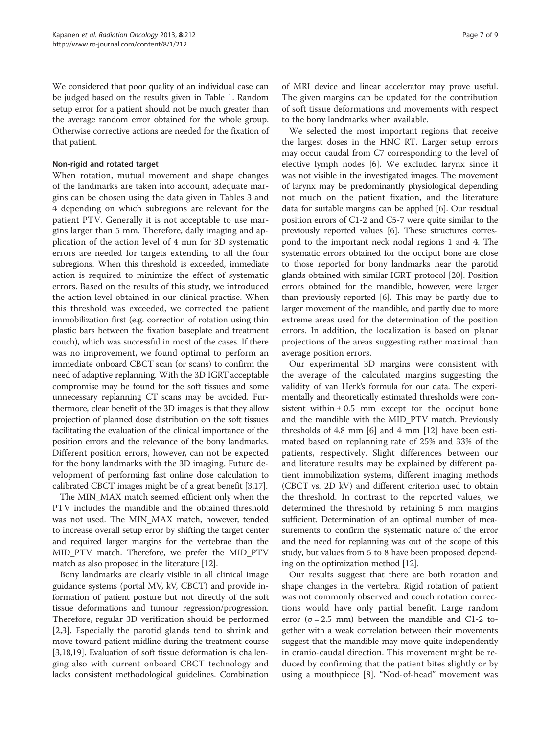We considered that poor quality of an individual case can be judged based on the results given in Table 1. Random setup error for a patient should not be much greater than the average random error obtained for the whole group. Otherwise corrective actions are needed for the fixation of that patient.

### Non-rigid and rotated target

When rotation, mutual movement and shape changes of the landmarks are taken into account, adequate margins can be chosen using the data given in Tables 3 and 4 depending on which subregions are relevant for the patient PTV. Generally it is not acceptable to use margins larger than 5 mm. Therefore, daily imaging and application of the action level of 4 mm for 3D systematic errors are needed for targets extending to all the four subregions. When this threshold is exceeded, immediate action is required to minimize the effect of systematic errors. Based on the results of this study, we introduced the action level obtained in our clinical practise. When this threshold was exceeded, we corrected the patient immobilization first (e.g. correction of rotation using thin plastic bars between the fixation baseplate and treatment couch), which was successful in most of the cases. If there was no improvement, we found optimal to perform an immediate onboard CBCT scan (or scans) to confirm the need of adaptive replanning. With the 3D IGRT acceptable compromise may be found for the soft tissues and some unnecessary replanning CT scans may be avoided. Furthermore, clear benefit of the 3D images is that they allow projection of planned dose distribution on the soft tissues facilitating the evaluation of the clinical importance of the position errors and the relevance of the bony landmarks. Different position errors, however, can not be expected for the bony landmarks with the 3D imaging. Future development of performing fast online dose calculation to calibrated CBCT images might be of a great benefit [3,17].

The MIN_MAX match seemed efficient only when the PTV includes the mandible and the obtained threshold was not used. The MIN_MAX match, however, tended to increase overall setup error by shifting the target center and required larger margins for the vertebrae than the MID_PTV match. Therefore, we prefer the MID_PTV match as also proposed in the literature [12].

Bony landmarks are clearly visible in all clinical image guidance systems (portal MV, kV, CBCT) and provide information of patient posture but not directly of the soft tissue deformations and tumour regression/progression. Therefore, regular 3D verification should be performed [2,3]. Especially the parotid glands tend to shrink and move toward patient midline during the treatment course [3,18,19]. Evaluation of soft tissue deformation is challenging also with current onboard CBCT technology and lacks consistent methodological guidelines. Combination of MRI device and linear accelerator may prove useful. The given margins can be updated for the contribution of soft tissue deformations and movements with respect to the bony landmarks when available.

We selected the most important regions that receive the largest doses in the HNC RT. Larger setup errors may occur caudal from C7 corresponding to the level of elective lymph nodes [6]. We excluded larynx since it was not visible in the investigated images. The movement of larynx may be predominantly physiological depending not much on the patient fixation, and the literature data for suitable margins can be applied [6]. Our residual position errors of C1-2 and C5-7 were quite similar to the previously reported values [6]. These structures correspond to the important neck nodal regions 1 and 4. The systematic errors obtained for the occiput bone are close to those reported for bony landmarks near the parotid glands obtained with similar IGRT protocol [20]. Position errors obtained for the mandible, however, were larger than previously reported [6]. This may be partly due to larger movement of the mandible, and partly due to more extreme areas used for the determination of the position errors. In addition, the localization is based on planar projections of the areas suggesting rather maximal than average position errors.

Our experimental 3D margins were consistent with the average of the calculated margins suggesting the validity of van Herk's formula for our data. The experimentally and theoretically estimated thresholds were consistent within $\pm 0.5$ mm except for the occiput bone and the mandible with the MID_PTV match. Previously thresholds of 4.8 mm [6] and 4 mm [12] have been estimated based on replanning rate of 25% and 33% of the patients, respectively. Slight differences between our and literature results may be explained by different patient immobilization systems, different imaging methods (CBCT vs. 2D kV) and different criterion used to obtain the threshold. In contrast to the reported values, we determined the threshold by retaining 5 mm margins sufficient. Determination of an optimal number of measurements to confirm the systematic nature of the error and the need for replanning was out of the scope of this study, but values from 5 to 8 have been proposed depending on the optimization method [12].

Our results suggest that there are both rotation and shape changes in the vertebra. Rigid rotation of patient was not commonly observed and couch rotation corrections would have only partial benefit. Large random error ($\sigma = 2.5$ mm) between the mandible and C1-2 together with a weak correlation between their movements suggest that the mandible may move quite independently in cranio-caudal direction. This movement might be reduced by confirming that the patient bites slightly or by using a mouthpiece [8]. "Nod-of-head" movement was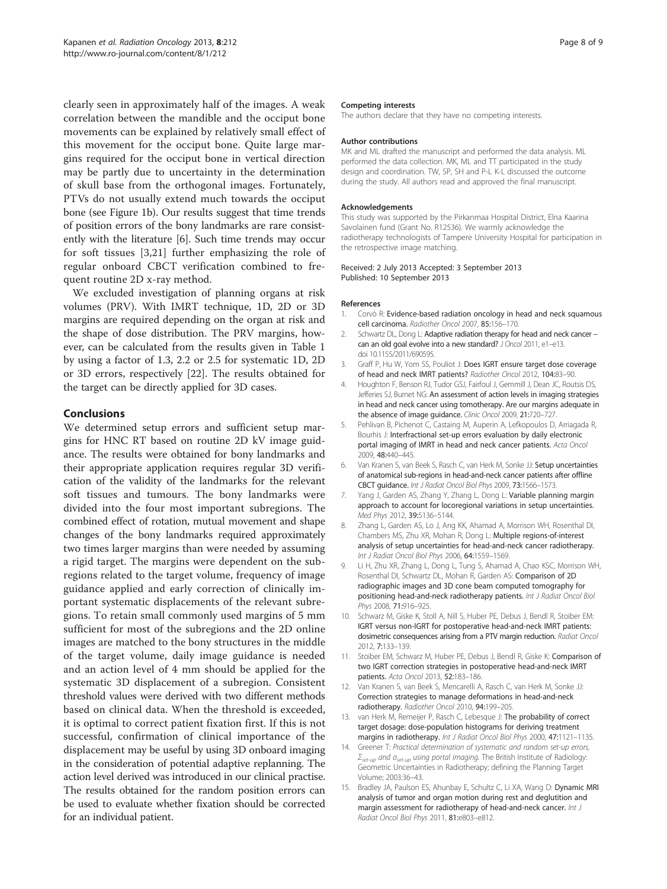clearly seen in approximately half of the images. A weak correlation between the mandible and the occiput bone movements can be explained by relatively small effect of this movement for the occiput bone. Quite large margins required for the occiput bone in vertical direction may be partly due to uncertainty in the determination of skull base from the orthogonal images. Fortunately, PTVs do not usually extend much towards the occiput bone (see Figure 1b). Our results suggest that time trends of position errors of the bony landmarks are rare consistently with the literature [6]. Such time trends may occur for soft tissues [3,21] further emphasizing the role of regular onboard CBCT verification combined to frequent routine 2D x-ray method.

We excluded investigation of planning organs at risk volumes (PRV). With IMRT technique, 1D, 2D or 3D margins are required depending on the organ at risk and the shape of dose distribution. The PRV margins, however, can be calculated from the results given in Table 1 by using a factor of 1.3, 2.2 or 2.5 for systematic 1D, 2D or 3D errors, respectively [22]. The results obtained for the target can be directly applied for 3D cases.

## Conclusions

We determined setup errors and sufficient setup margins for HNC RT based on routine 2D kV image guidance. The results were obtained for bony landmarks and their appropriate application requires regular 3D verification of the validity of the landmarks for the relevant soft tissues and tumours. The bony landmarks were divided into the four most important subregions. The combined effect of rotation, mutual movement and shape changes of the bony landmarks required approximately two times larger margins than were needed by assuming a rigid target. The margins were dependent on the subregions related to the target volume, frequency of image guidance applied and early correction of clinically important systematic displacements of the relevant subregions. To retain small commonly used margins of 5 mm sufficient for most of the subregions and the 2D online images are matched to the bony structures in the middle of the target volume, daily image guidance is needed and an action level of 4 mm should be applied for the systematic 3D displacement of a subregion. Consistent threshold values were derived with two different methods based on clinical data. When the threshold is exceeded, it is optimal to correct patient fixation first. If this is not successful, confirmation of clinical importance of the displacement may be useful by using 3D onboard imaging in the consideration of potential adaptive replanning. The action level derived was introduced in our clinical practise. The results obtained for the random position errors can be used to evaluate whether fixation should be corrected for an individual patient.

#### Competing interests

The authors declare that they have no competing interests.

#### Author contributions

MK and ML drafted the manuscript and performed the data analysis. ML performed the data collection. MK, ML and TT participated in the study design and coordination. TW, SP, SH and P-L K-L discussed the outcome during the study. All authors read and approved the final manuscript.

#### Acknowledgements

This study was supported by the Pirkanmaa Hospital District, Elna Kaarina Savolainen fund (Grant No. R12536). We warmly acknowledge the radiotherapy technologists of Tampere University Hospital for participation in the retrospective image matching.

Received: 2 July 2013 Accepted: 3 September 2013
Published: 10 September 2013

#### References

1. Corvò R: **Evidence-based radiation oncology in head and neck squamous cell carcinoma.** *Radiother Oncol* 2007, **85:**156–170.
2. Schwartz DL, Dong L: **Adaptive radiation therapy for head and neck cancer – can an old goal evolve into a new standard?** *J Oncol* 2011, e1–e13. doi 10.1155/2011/690595.
3. Graff P, Hu W, Yom SS, Pouliot J: **Does IGRT ensure target dose coverage of head and neck IMRT patients?** *Radiother Oncol* 2012, **104:**83–90.
4. Houghton F, Benson RJ, Tudor GSJ, Fairfoul J, Gemmill J, Dean JC, Routsis DS, Jefferies SJ, Burnet NG: **An assessment of action levels in imaging strategies in head and neck cancer using tomotherapy. Are our margins adequate in the absence of image guidance.** *Clinic Oncol* 2009, **21:**720–727.
5. Pehlivan B, Pichenot C, Castaing M, Auperin A, Lefkopoulos D, Arriagada R, Bourhis J: **Interfractional set-up errors evaluation by daily electronic portal imaging of IMRT in head and neck cancer patients.** *Acta Oncol* 2009, **48:**440–445.
6. Van Kranen S, van Beek S, Rasch C, van Herk M, Sonke JJ: **Setup uncertainties of anatomical sub-regions in head-and-neck cancer patients after offline CBCT guidance.** *Int J Radiat Oncol Biol Phys* 2009, **73:**1566–1573.
7. Yang J, Garden AS, Zhang Y, Zhang L, Dong L: **Variable planning margin approach to account for locoregional variations in setup uncertainties.** *Med Phys* 2012, **39:**5136–5144.
8. Zhang L, Garden AS, Lo J, Ang KK, Ahamad A, Morrison WH, Rosenthal DI, Chambers MS, Zhu XR, Mohan R, Dong L: **Multiple regions-of-interest analysis of setup uncertainties for head-and-neck cancer radiotherapy.** *Int J Radiat Oncol Biol Phys* 2006, **64:**1559–1569.
9. Li H, Zhu XR, Zhang L, Dong L, Tung S, Ahamad A, Chao KSC, Morrison WH, Rosenthal DI, Schwartz DL, Mohan R, Garden AS: **Comparison of 2D radiographic images and 3D cone beam computed tomography for positioning head-and-neck radiotherapy patients.** *Int J Radiat Oncol Biol Phys* 2008, **71:**916–925.
10. Schwarz M, Giske K, Stoll A, Nill S, Huber PE, Debus J, Bendl R, Stoiber EM: **IGRT versus non-IGRT for postoperative head-and-neck IMRT patients: dosimetric consequences arising from a PTV margin reduction.** *Radiat Oncol* 2012, **7:**133–139.
11. Stoiber EM, Schwarz M, Huber PE, Debus J, Bendl R, Giske K: **Comparison of two IGRT correction strategies in postoperative head-and-neck IMRT patients.** *Acta Oncol* 2013, **52:**183–186.
12. Van Kranen S, van Beek S, Mencarelli A, Rasch C, van Herk M, Sonke JJ: **Correction strategies to manage deformations in head-and-neck radiotherapy.** *Radiother Oncol* 2010, **94:**199–205.
13. van Herk M, Remeijer P, Rasch C, Lebesque J: **The probability of correct target dosage: dose-population histograms for deriving treatment margins in radiotherapy.** *Int J Radiat Oncol Biol Phys* 2000, **47:**1121–1135.
14. Greener T: *Practical determination of systematic and random set-up errors, $\Sigma_{set-up}$ and $\sigma_{set-up}$ using portal imaging.* The British Institute of Radiology: Geometric Uncertainties in Radiotherapy; defining the Planning Target Volume; 2003:36–43.
15. Bradley JA, Paulson ES, Ahunbay E, Schultz C, Li XA, Wang D: **Dynamic MRI analysis of tumor and organ motion during rest and deglutition and margin assessment for radiotherapy of head-and-neck cancer.** *Int J Radiat Oncol Biol Phys* 2011, **81:**e803–e812.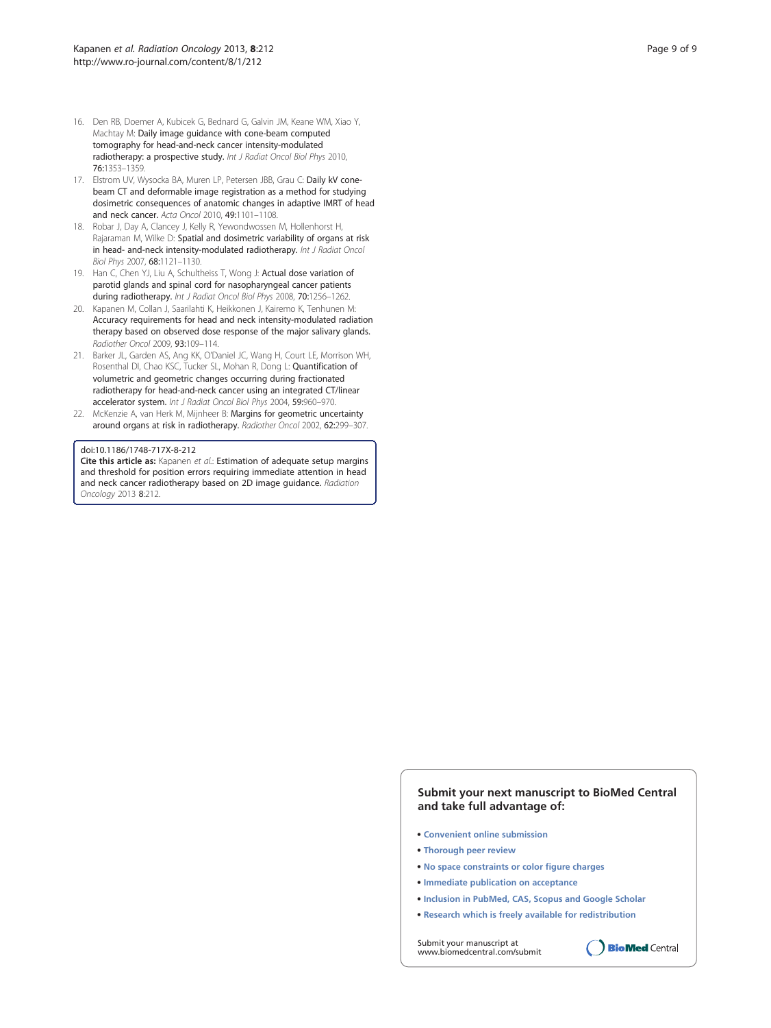16. Den RB, Doemer A, Kubicek G, Bednard G, Galvin JM, Keane WM, Xiao Y, Machtay M: **Daily image guidance with cone-beam computed tomography for head-and-neck cancer intensity-modulated radiotherapy: a prospective study.** *Int J Radiat Oncol Biol Phys* 2010, **76:**1353–1359.
17. Elstrom UV, Wysocka BA, Muren LP, Petersen JBB, Grau C: **Daily kV cone-beam CT and deformable image registration as a method for studying dosimetric consequences of anatomic changes in adaptive IMRT of head and neck cancer.** *Acta Oncol* 2010, **49:**1101–1108.
18. Robar J, Day A, Clancey J, Kelly R, Yewondwossen M, Hollenhorst H, Rajaraman M, Wilke D: **Spatial and dosimetric variability of organs at risk in head- and-neck intensity-modulated radiotherapy.** *Int J Radiat Oncol Biol Phys* 2007, **68:**1121–1130.
19. Han C, Chen YJ, Liu A, Schultheiss T, Wong J: **Actual dose variation of parotid glands and spinal cord for nasopharyngeal cancer patients during radiotherapy.** *Int J Radiat Oncol Biol Phys* 2008, **70:**1256–1262.
20. Kapanen M, Collan J, Saarilahti K, Heikkonen J, Kairemo K, Tenhunen M: **Accuracy requirements for head and neck intensity-modulated radiation therapy based on observed dose response of the major salivary glands.** *Radiother Oncol* 2009, **93:**109–114.
21. Barker JL, Garden AS, Ang KK, O'Daniel JC, Wang H, Court LE, Morrison WH, Rosenthal DI, Chao KSC, Tucker SL, Mohan R, Dong L: **Quantification of volumetric and geometric changes occurring during fractionated radiotherapy for head-and-neck cancer using an integrated CT/linear accelerator system.** *Int J Radiat Oncol Biol Phys* 2004, **59:**960–970.
22. McKenzie A, van Herk M, Mijnheer B: **Margins for geometric uncertainty around organs at risk in radiotherapy.** *Radiother Oncol* 2002, **62:**299–307.

doi:10.1186/1748-717X-8-212

**Cite this article as:** Kapanen *et al.*: Estimation of adequate setup margins and threshold for position errors requiring immediate attention in head and neck cancer radiotherapy based on 2D image guidance. *Radiation Oncology* 2013 **8**:212.

**Submit your next manuscript to BioMed Central and take full advantage of:**

- **Convenient online submission**
- **Thorough peer review**
- **No space constraints or color figure charges**
- **Immediate publication on acceptance**
- **Inclusion in PubMed, CAS, Scopus and Google Scholar**
- **Research which is freely available for redistribution**

Submit your manuscript at
www.biomedcentral.com/submit

BioMed Central